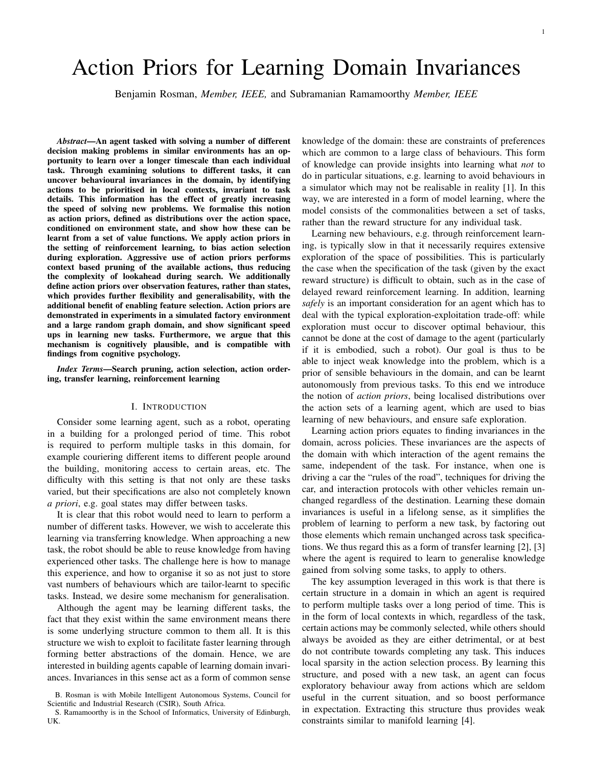# Action Priors for Learning Domain Invariances

Benjamin Rosman, *Member, IEEE,* and Subramanian Ramamoorthy *Member, IEEE*

***Abstract*—An agent tasked with solving a number of different decision making problems in similar environments has an opportunity to learn over a longer timescale than each individual task. Through examining solutions to different tasks, it can uncover behavioural invariances in the domain, by identifying actions to be prioritised in local contexts, invariant to task details. This information has the effect of greatly increasing the speed of solving new problems. We formalise this notion as action priors, defined as distributions over the action space, conditioned on environment state, and show how these can be learnt from a set of value functions. We apply action priors in the setting of reinforcement learning, to bias action selection during exploration. Aggressive use of action priors performs context based pruning of the available actions, thus reducing the complexity of lookahead during search. We additionally define action priors over observation features, rather than states, which provides further flexibility and generalisability, with the additional benefit of enabling feature selection. Action priors are demonstrated in experiments in a simulated factory environment and a large random graph domain, and show significant speed ups in learning new tasks. Furthermore, we argue that this mechanism is cognitively plausible, and is compatible with findings from cognitive psychology.**

***Index Terms*—Search pruning, action selection, action ordering, transfer learning, reinforcement learning**

## I. Introduction

Consider some learning agent, such as a robot, operating in a building for a prolonged period of time. This robot is required to perform multiple tasks in this domain, for example couriering different items to different people around the building, monitoring access to certain areas, etc. The difficulty with this setting is that not only are these tasks varied, but their specifications are also not completely known *a priori*, e.g. goal states may differ between tasks.

It is clear that this robot would need to learn to perform a number of different tasks. However, we wish to accelerate this learning via transferring knowledge. When approaching a new task, the robot should be able to reuse knowledge from having experienced other tasks. The challenge here is how to manage this experience, and how to organise it so as not just to store vast numbers of behaviours which are tailor-learnt to specific tasks. Instead, we desire some mechanism for generalisation.

Although the agent may be learning different tasks, the fact that they exist within the same environment means there is some underlying structure common to them all. It is this structure we wish to exploit to facilitate faster learning through forming better abstractions of the domain. Hence, we are interested in building agents capable of learning domain invariances. Invariances in this sense act as a form of common sense knowledge of the domain: these are constraints of preferences which are common to a large class of behaviours. This form of knowledge can provide insights into learning what *not* to do in particular situations, e.g. learning to avoid behaviours in a simulator which may not be realisable in reality [1]. In this way, we are interested in a form of model learning, where the model consists of the commonalities between a set of tasks, rather than the reward structure for any individual task.

Learning new behaviours, e.g. through reinforcement learning, is typically slow in that it necessarily requires extensive exploration of the space of possibilities. This is particularly the case when the specification of the task (given by the exact reward structure) is difficult to obtain, such as in the case of delayed reward reinforcement learning. In addition, learning *safely* is an important consideration for an agent which has to deal with the typical exploration-exploitation trade-off: while exploration must occur to discover optimal behaviour, this cannot be done at the cost of damage to the agent (particularly if it is embodied, such a robot). Our goal is thus to be able to inject weak knowledge into the problem, which is a prior of sensible behaviours in the domain, and can be learnt autonomously from previous tasks. To this end we introduce the notion of *action priors*, being localised distributions over the action sets of a learning agent, which are used to bias learning of new behaviours, and ensure safe exploration.

Learning action priors equates to finding invariances in the domain, across policies. These invariances are the aspects of the domain with which interaction of the agent remains the same, independent of the task. For instance, when one is driving a car the "rules of the road", techniques for driving the car, and interaction protocols with other vehicles remain unchanged regardless of the destination. Learning these domain invariances is useful in a lifelong sense, as it simplifies the problem of learning to perform a new task, by factoring out those elements which remain unchanged across task specifications. We thus regard this as a form of transfer learning [2], [3] where the agent is required to learn to generalise knowledge gained from solving some tasks, to apply to others.

The key assumption leveraged in this work is that there is certain structure in a domain in which an agent is required to perform multiple tasks over a long period of time. This is in the form of local contexts in which, regardless of the task, certain actions may be commonly selected, while others should always be avoided as they are either detrimental, or at best do not contribute towards completing any task. This induces local sparsity in the action selection process. By learning this structure, and posed with a new task, an agent can focus exploratory behaviour away from actions which are seldom useful in the current situation, and so boost performance in expectation. Extracting this structure thus provides weak constraints similar to manifold learning [4].

B. Rosman is with Mobile Intelligent Autonomous Systems, Council for Scientific and Industrial Research (CSIR), South Africa.

S. Ramamoorthy is in the School of Informatics, University of Edinburgh, UK.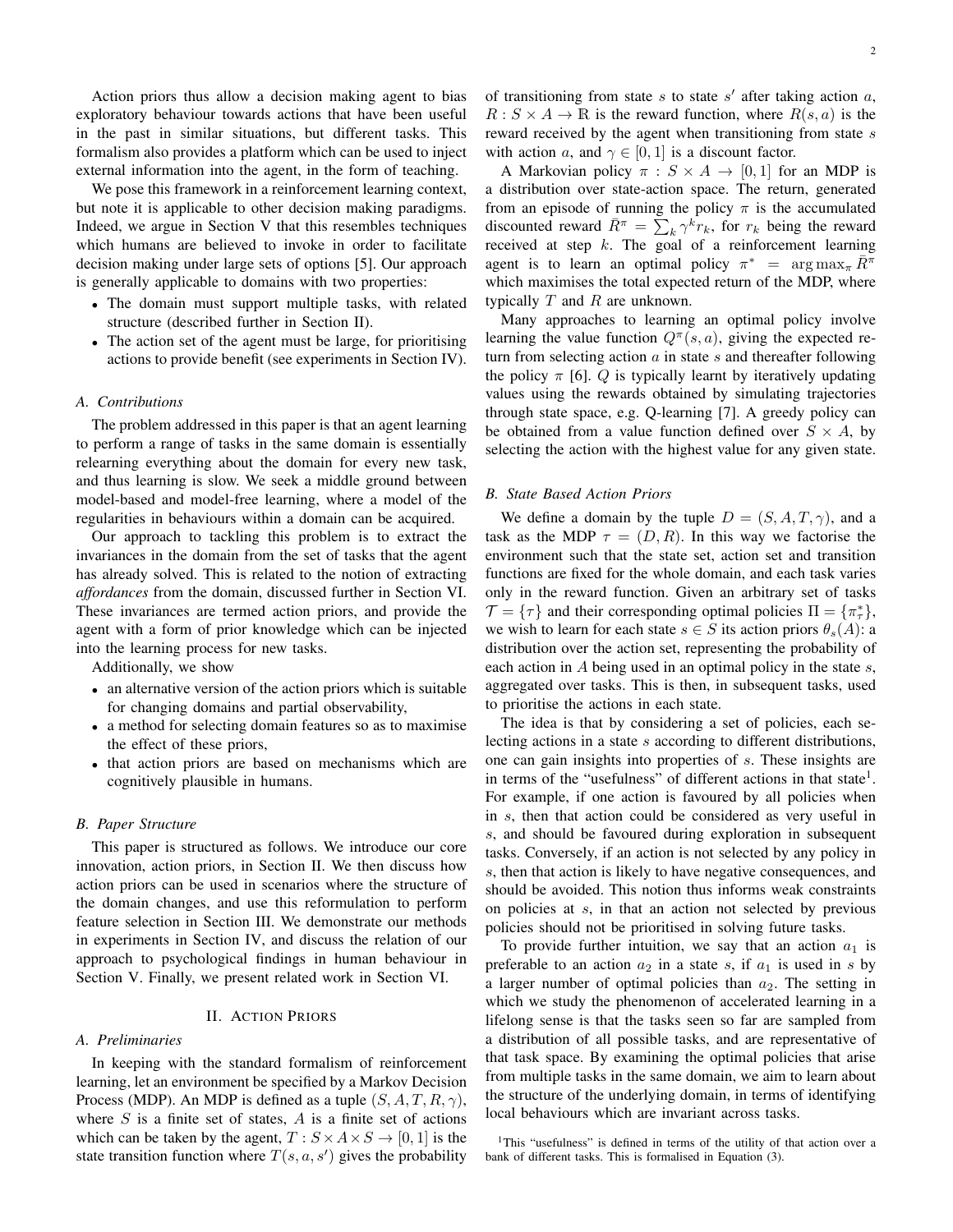Action priors thus allow a decision making agent to bias exploratory behaviour towards actions that have been useful in the past in similar situations, but different tasks. This formalism also provides a platform which can be used to inject external information into the agent, in the form of teaching.

We pose this framework in a reinforcement learning context, but note it is applicable to other decision making paradigms. Indeed, we argue in Section V that this resembles techniques which humans are believed to invoke in order to facilitate decision making under large sets of options [5]. Our approach is generally applicable to domains with two properties:

- The domain must support multiple tasks, with related structure (described further in Section II).
- The action set of the agent must be large, for prioritising actions to provide benefit (see experiments in Section IV).

### A. Contributions

The problem addressed in this paper is that an agent learning to perform a range of tasks in the same domain is essentially relearning everything about the domain for every new task, and thus learning is slow. We seek a middle ground between model-based and model-free learning, where a model of the regularities in behaviours within a domain can be acquired.

Our approach to tackling this problem is to extract the invariances in the domain from the set of tasks that the agent has already solved. This is related to the notion of extracting *affordances* from the domain, discussed further in Section VI. These invariances are termed action priors, and provide the agent with a form of prior knowledge which can be injected into the learning process for new tasks.

Additionally, we show

- an alternative version of the action priors which is suitable for changing domains and partial observability,
- a method for selecting domain features so as to maximise the effect of these priors,
- that action priors are based on mechanisms which are cognitively plausible in humans.

### B. Paper Structure

This paper is structured as follows. We introduce our core innovation, action priors, in Section II. We then discuss how action priors can be used in scenarios where the structure of the domain changes, and use this reformulation to perform feature selection in Section III. We demonstrate our methods in experiments in Section IV, and discuss the relation of our approach to psychological findings in human behaviour in Section V. Finally, we present related work in Section VI.

## II. Action Priors

### A. Preliminaries

In keeping with the standard formalism of reinforcement learning, let an environment be specified by a Markov Decision Process (MDP). An MDP is defined as a tuple $(S, A, T, R, \gamma)$, where $S$ is a finite set of states, $A$ is a finite set of actions which can be taken by the agent, $T : S \times A \times S \to [0, 1]$ is the state transition function where $T(s, a, s')$ gives the probability of transitioning from state $s$ to state $s'$ after taking action $a$, $R : S \times A \to \mathbb{R}$ is the reward function, where $R(s, a)$ is the reward received by the agent when transitioning from state $s$ with action $a$, and $\gamma \in [0, 1]$ is a discount factor.

A Markovian policy $\pi : S \times A \to [0, 1]$ for an MDP is a distribution over state-action space. The return, generated from an episode of running the policy $\pi$ is the accumulated discounted reward $\bar{R}^{\pi} = \sum_k \gamma^k r_k$, for $r_k$ being the reward received at step $k$. The goal of a reinforcement learning agent is to learn an optimal policy $\pi^* = \arg\max_{\pi} \bar{R}^{\pi}$ which maximises the total expected return of the MDP, where typically $T$ and $R$ are unknown.

Many approaches to learning an optimal policy involve learning the value function $Q^{\pi}(s, a)$, giving the expected return from selecting action $a$ in state $s$ and thereafter following the policy $\pi$ [6]. $Q$ is typically learnt by iteratively updating values using the rewards obtained by simulating trajectories through state space, e.g. Q-learning [7]. A greedy policy can be obtained from a value function defined over $S \times A$, by selecting the action with the highest value for any given state.

### B. State Based Action Priors

We define a domain by the tuple $D = (S, A, T, \gamma)$, and a task as the MDP $\tau = (D, R)$. In this way we factorise the environment such that the state set, action set and transition functions are fixed for the whole domain, and each task varies only in the reward function. Given an arbitrary set of tasks $\mathcal{T} = \{\tau\}$ and their corresponding optimal policies $\Pi = \{\pi^*_{\tau}\}$, we wish to learn for each state $s \in S$ its action priors $\theta_s(A)$: a distribution over the action set, representing the probability of each action in $A$ being used in an optimal policy in the state $s$, aggregated over tasks. This is then, in subsequent tasks, used to prioritise the actions in each state.

The idea is that by considering a set of policies, each selecting actions in a state $s$ according to different distributions, one can gain insights into properties of $s$. These insights are in terms of the "usefulness" of different actions in that state[1]. For example, if one action is favoured by all policies when in $s$, then that action could be considered as very useful in $s$, and should be favoured during exploration in subsequent tasks. Conversely, if an action is not selected by any policy in $s$, then that action is likely to have negative consequences, and should be avoided. This notion thus informs weak constraints on policies at $s$, in that an action not selected by previous policies should not be prioritised in solving future tasks.

To provide further intuition, we say that an action $a_1$ is preferable to an action $a_2$ in a state $s$, if $a_1$ is used in $s$ by a larger number of optimal policies than $a_2$. The setting in which we study the phenomenon of accelerated learning in a lifelong sense is that the tasks seen so far are sampled from a distribution of all possible tasks, and are representative of that task space. By examining the optimal policies that arise from multiple tasks in the same domain, we aim to learn about the structure of the underlying domain, in terms of identifying local behaviours which are invariant across tasks.

[1]This "usefulness" is defined in terms of the utility of that action over a bank of different tasks. This is formalised in Equation (3).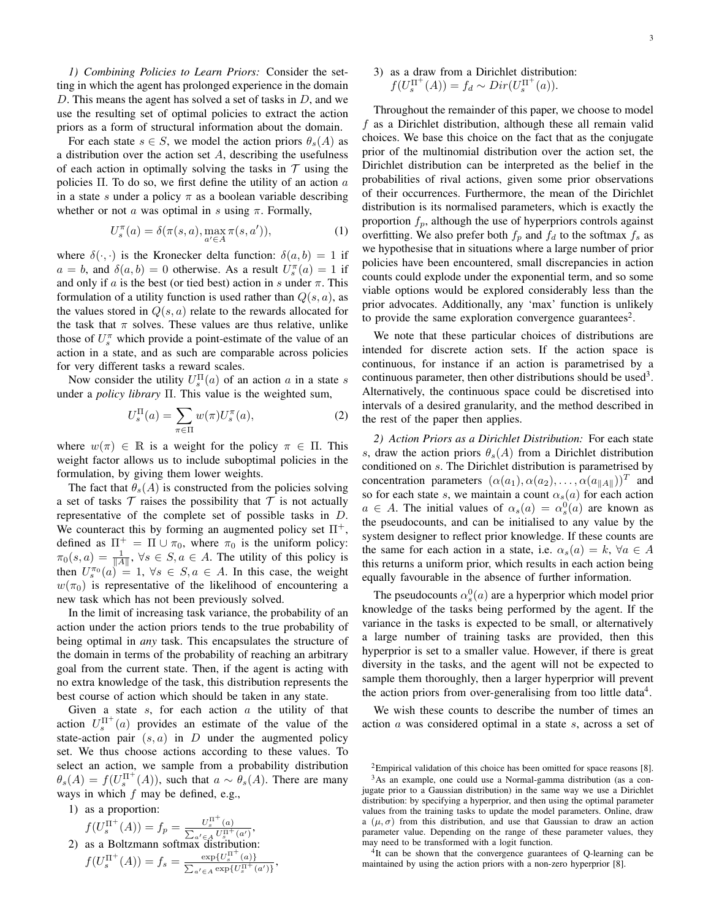*1) Combining Policies to Learn Priors:* Consider the setting in which the agent has prolonged experience in the domain $D$. This means the agent has solved a set of tasks in $D$, and we use the resulting set of optimal policies to extract the action priors as a form of structural information about the domain.

For each state $s \in S$, we model the action priors $\theta_s(A)$ as a distribution over the action set $A$, describing the usefulness of each action in optimally solving the tasks in $\mathcal{T}$ using the policies $\Pi$. To do so, we first define the utility of an action $a$ in a state $s$ under a policy $\pi$ as a boolean variable describing whether or not $a$ was optimal in $s$ using $\pi$. Formally,

$$U_s^\pi(a) = \delta(\pi(s,a), \max_{a' \in A} \pi(s,a')), \tag{1}$$

where $\delta(\cdot,\cdot)$ is the Kronecker delta function: $\delta(a,b) = 1$ if $a = b$, and $\delta(a,b) = 0$ otherwise. As a result $U_s^\pi(a) = 1$ if and only if $a$ is the best (or tied best) action in $s$ under $\pi$. This formulation of a utility function is used rather than $Q(s,a)$, as the values stored in $Q(s,a)$ relate to the rewards allocated for the task that $\pi$ solves. These values are thus relative, unlike those of $U_s^\pi$ which provide a point-estimate of the value of an action in a state, and as such are comparable across policies for very different tasks a reward scales.

Now consider the utility $U_s^\Pi(a)$ of an action $a$ in a state $s$ under a *policy library* $\Pi$. This value is the weighted sum,

$$U_s^\Pi(a) = \sum_{\pi \in \Pi} w(\pi) U_s^\pi(a), \tag{2}$$

where $w(\pi) \in \mathbb{R}$ is a weight for the policy $\pi \in \Pi$. This weight factor allows us to include suboptimal policies in the formulation, by giving them lower weights.

The fact that $\theta_s(A)$ is constructed from the policies solving a set of tasks $\mathcal{T}$ raises the possibility that $\mathcal{T}$ is not actually representative of the complete set of possible tasks in $D$. We counteract this by forming an augmented policy set $\Pi^+$, defined as $\Pi^+ = \Pi \cup \pi_0$, where $\pi_0$ is the uniform policy: $\pi_0(s,a) = \frac{1}{\|A\|}$, $\forall s \in S, a \in A$. The utility of this policy is then $U_s^{\pi_0}(a) = 1$, $\forall s \in S, a \in A$. In this case, the weight $w(\pi_0)$ is representative of the likelihood of encountering a new task which has not been previously solved.

In the limit of increasing task variance, the probability of an action under the action priors tends to the true probability of being optimal in *any* task. This encapsulates the structure of the domain in terms of the probability of reaching an arbitrary goal from the current state. Then, if the agent is acting with no extra knowledge of the task, this distribution represents the best course of action which should be taken in any state.

Given a state $s$, for each action $a$ the utility of that action $U_s^{\Pi^+}(a)$ provides an estimate of the value of the state-action pair $(s,a)$ in $D$ under the augmented policy set. We thus choose actions according to these values. To select an action, we sample from a probability distribution $\theta_s(A) = f(U_s^{\Pi^+}(A))$, such that $a \sim \theta_s(A)$. There are many ways in which $f$ may be defined, e.g.,

1) as a proportion:
$f(U_s^{\Pi^+}(A)) = f_p = \frac{U_s^{\Pi^+}(a)}{\sum_{a' \in A} U_s^{\Pi^+}(a')}$,
2) as a Boltzmann softmax distribution:
$f(U_s^{\Pi^+}(A)) = f_s = \frac{\exp\{U_s^{\Pi^+}(a)\}}{\sum_{a' \in A} \exp\{U_s^{\Pi^+}(a')\}}$,
3) as a draw from a Dirichlet distribution:
$f(U_s^{\Pi^+}(A)) = f_d \sim Dir(U_s^{\Pi^+}(a))$.

Throughout the remainder of this paper, we choose to model $f$ as a Dirichlet distribution, although these all remain valid choices. We base this choice on the fact that as the conjugate prior of the multinomial distribution over the action set, the Dirichlet distribution can be interpreted as the belief in the probabilities of rival actions, given some prior observations of their occurrences. Furthermore, the mean of the Dirichlet distribution is its normalised parameters, which is exactly the proportion $f_p$, although the use of hyperpriors controls against overfitting. We also prefer both $f_p$ and $f_d$ to the softmax $f_s$ as we hypothesise that in situations where a large number of prior policies have been encountered, small discrepancies in action counts could explode under the exponential term, and so some viable options would be explored considerably less than the prior advocates. Additionally, any 'max' function is unlikely to provide the same exploration convergence guarantees[2].

We note that these particular choices of distributions are intended for discrete action sets. If the action space is continuous, for instance if an action is parametrised by a continuous parameter, then other distributions should be used[3]. Alternatively, the continuous space could be discretised into intervals of a desired granularity, and the method described in the rest of the paper then applies.

*2) Action Priors as a Dirichlet Distribution:* For each state $s$, draw the action priors $\theta_s(A)$ from a Dirichlet distribution conditioned on $s$. The Dirichlet distribution is parametrised by concentration parameters $(\alpha(a_1), \alpha(a_2), \ldots, \alpha(a_{\|A\|}))^T$ and so for each state $s$, we maintain a count $\alpha_s(a)$ for each action $a \in A$. The initial values of $\alpha_s(a) = \alpha_s^0(a)$ are known as the pseudocounts, and can be initialised to any value by the system designer to reflect prior knowledge. If these counts are the same for each action in a state, i.e. $\alpha_s(a) = k$, $\forall a \in A$ this returns a uniform prior, which results in each action being equally favourable in the absence of further information.

The pseudocounts $\alpha_s^0(a)$ are a hyperprior which model prior knowledge of the tasks being performed by the agent. If the variance in the tasks is expected to be small, or alternatively a large number of training tasks are provided, then this hyperprior is set to a smaller value. However, if there is great diversity in the tasks, and the agent will not be expected to sample them thoroughly, then a larger hyperprior will prevent the action priors from over-generalising from too little data[4].

We wish these counts to describe the number of times an action $a$ was considered optimal in a state $s$, across a set of

[2] Empirical validation of this choice has been omitted for space reasons [8].

[3] As an example, one could use a Normal-gamma distribution (as a conjugate prior to a Gaussian distribution) in the same way we use a Dirichlet distribution: by specifying a hyperprior, and then using the optimal parameter values from the training tasks to update the model parameters. Online, draw a $(\mu, \sigma)$ from this distribution, and use that Gaussian to draw an action parameter value. Depending on the range of these parameter values, they may need to be transformed with a logit function.

[4] It can be shown that the convergence guarantees of Q-learning can be maintained by using the action priors with a non-zero hyperprior [8].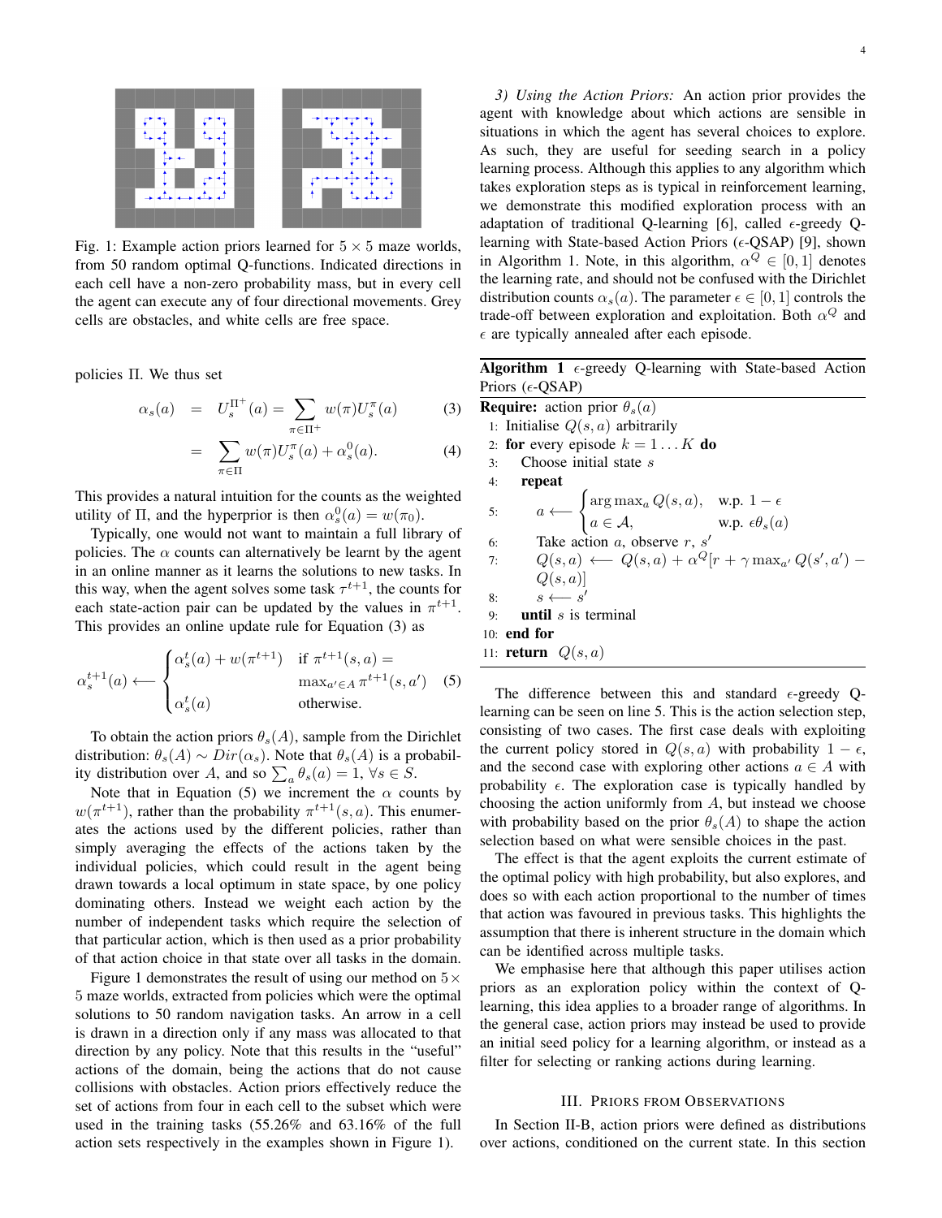Fig. 1: Example action priors learned for $5 \times 5$ maze worlds, from 50 random optimal Q-functions. Indicated directions in each cell have a non-zero probability mass, but in every cell the agent can execute any of four directional movements. Grey cells are obstacles, and white cells are free space.

policies $\Pi$. We thus set

$$\alpha_s(a) = U_s^{\Pi^+}(a) = \sum_{\pi \in \Pi^+} w(\pi) U_s^{\pi}(a) \quad (3)$$

$$= \sum_{\pi \in \Pi} w(\pi) U_s^{\pi}(a) + \alpha_s^0(a). \quad (4)$$

This provides a natural intuition for the counts as the weighted utility of $\Pi$, and the hyperprior is then $\alpha_s^0(a) = w(\pi_0)$.

Typically, one would not want to maintain a full library of policies. The $\alpha$ counts can alternatively be learnt by the agent in an online manner as it learns the solutions to new tasks. In this way, when the agent solves some task $\tau^{t+1}$, the counts for each state-action pair can be updated by the values in $\pi^{t+1}$. This provides an online update rule for Equation (3) as

$$\alpha_s^{t+1}(a) \longleftarrow \begin{cases} \alpha_s^t(a) + w(\pi^{t+1}) & \text{if } \pi^{t+1}(s,a) = \max_{a' \in A} \pi^{t+1}(s,a') \\ \alpha_s^t(a) & \text{otherwise.} \end{cases} \quad (5)$$

To obtain the action priors $\theta_s(A)$, sample from the Dirichlet distribution: $\theta_s(A) \sim Dir(\alpha_s)$. Note that $\theta_s(A)$ is a probability distribution over $A$, and so $\sum_a \theta_s(a) = 1$, $\forall s \in S$.

Note that in Equation (5) we increment the $\alpha$ counts by $w(\pi^{t+1})$, rather than the probability $\pi^{t+1}(s,a)$. This enumerates the actions used by the different policies, rather than simply averaging the effects of the actions taken by the individual policies, which could result in the agent being drawn towards a local optimum in state space, by one policy dominating others. Instead we weight each action by the number of independent tasks which require the selection of that particular action, which is then used as a prior probability of that action choice in that state over all tasks in the domain.

Figure 1 demonstrates the result of using our method on $5 \times 5$ maze worlds, extracted from policies which were the optimal solutions to 50 random navigation tasks. An arrow in a cell is drawn in a direction only if any mass was allocated to that direction by any policy. Note that this results in the "useful" actions of the domain, being the actions that do not cause collisions with obstacles. Action priors effectively reduce the set of actions from four in each cell to the subset which were used in the training tasks (55.26% and 63.16% of the full action sets respectively in the examples shown in Figure 1).

*3) Using the Action Priors:* An action prior provides the agent with knowledge about which actions are sensible in situations in which the agent has several choices to explore. As such, they are useful for seeding search in a policy learning process. Although this applies to any algorithm which takes exploration steps as is typical in reinforcement learning, we demonstrate this modified exploration process with an adaptation of traditional Q-learning [6], called $\epsilon$-greedy Q-learning with State-based Action Priors ($\epsilon$-QSAP) [9], shown in Algorithm 1. Note, in this algorithm, $\alpha^Q \in [0,1]$ denotes the learning rate, and should not be confused with the Dirichlet distribution counts $\alpha_s(a)$. The parameter $\epsilon \in [0,1]$ controls the trade-off between exploration and exploitation. Both $\alpha^Q$ and $\epsilon$ are typically annealed after each episode.

**Algorithm 1** $\epsilon$-greedy Q-learning with State-based Action Priors ($\epsilon$-QSAP)

**Require:** action prior $\theta_s(a)$
1: Initialise $Q(s,a)$ arbitrarily
2: **for** every episode $k = 1 \ldots K$ **do**
3: Choose initial state $s$
4: **repeat**
5: $a \longleftarrow \begin{cases} \arg\max_a Q(s,a), & \text{w.p. } 1-\epsilon \\ a \in \mathcal{A}, & \text{w.p. } \epsilon\theta_s(a) \end{cases}$
6: Take action $a$, observe $r$, $s'$
7: $Q(s,a) \longleftarrow Q(s,a) + \alpha^Q[r + \gamma \max_{a'} Q(s',a') - Q(s,a)]$
8: $s \longleftarrow s'$
9: **until** $s$ is terminal
10: **end for**
11: **return** $Q(s,a)$

The difference between this and standard $\epsilon$-greedy Q-learning can be seen on line 5. This is the action selection step, consisting of two cases. The first case deals with exploiting the current policy stored in $Q(s,a)$ with probability $1-\epsilon$, and the second case with exploring other actions $a \in A$ with probability $\epsilon$. The exploration case is typically handled by choosing the action uniformly from $A$, but instead we choose the action with probability based on the prior $\theta_s(A)$ to shape the action selection based on what were sensible choices in the past.

The effect is that the agent exploits the current estimate of the optimal policy with high probability, but also explores, and does so with each action proportional to the number of times that action was favoured in previous tasks. This highlights the assumption that there is inherent structure in the domain which can be identified across multiple tasks.

We emphasise here that although this paper utilises action priors as an exploration policy within the context of Q-learning, this idea applies to a broader range of algorithms. In the general case, action priors may instead be used to provide an initial seed policy for a learning algorithm, or instead as a filter for selecting or ranking actions during learning.

## III. Priors from Observations

In Section II-B, action priors were defined as distributions over actions, conditioned on the current state. In this section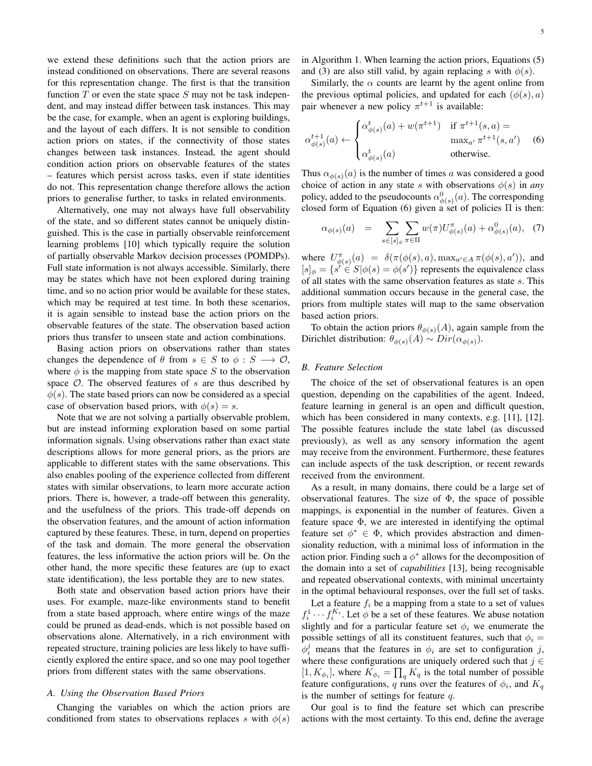we extend these definitions such that the action priors are instead conditioned on observations. There are several reasons for this representation change. The first is that the transition function $T$ or even the state space $S$ may not be task independent, and may instead differ between task instances. This may be the case, for example, when an agent is exploring buildings, and the layout of each differs. It is not sensible to condition action priors on states, if the connectivity of those states changes between task instances. Instead, the agent should condition action priors on observable features of the states – features which persist across tasks, even if state identities do not. This representation change therefore allows the action priors to generalise further, to tasks in related environments.

Alternatively, one may not always have full observability of the state, and so different states cannot be uniquely distinguished. This is the case in partially observable reinforcement learning problems [10] which typically require the solution of partially observable Markov decision processes (POMDPs). Full state information is not always accessible. Similarly, there may be states which have not been explored during training time, and so no action prior would be available for these states, which may be required at test time. In both these scenarios, it is again sensible to instead base the action priors on the observable features of the state. The observation based action priors thus transfer to unseen state and action combinations.

Basing action priors on observations rather than states changes the dependence of $\theta$ from $s \in S$ to $\phi : S \longrightarrow \mathcal{O}$, where $\phi$ is the mapping from state space $S$ to the observation space $\mathcal{O}$. The observed features of $s$ are thus described by $\phi(s)$. The state based priors can now be considered as a special case of observation based priors, with $\phi(s) = s$.

Note that we are not solving a partially observable problem, but are instead informing exploration based on some partial information signals. Using observations rather than exact state descriptions allows for more general priors, as the priors are applicable to different states with the same observations. This also enables pooling of the experience collected from different states with similar observations, to learn more accurate action priors. There is, however, a trade-off between this generality, and the usefulness of the priors. This trade-off depends on the observation features, and the amount of action information captured by these features. These, in turn, depend on properties of the task and domain. The more general the observation features, the less informative the action priors will be. On the other hand, the more specific these features are (up to exact state identification), the less portable they are to new states.

Both state and observation based action priors have their uses. For example, maze-like environments stand to benefit from a state based approach, where entire wings of the maze could be pruned as dead-ends, which is not possible based on observations alone. Alternatively, in a rich environment with repeated structure, training policies are less likely to have sufficiently explored the entire space, and so one may pool together priors from different states with the same observations.

### A. Using the Observation Based Priors

Changing the variables on which the action priors are conditioned from states to observations replaces $s$ with $\phi(s)$ in Algorithm 1. When learning the action priors, Equations (5) and (3) are also still valid, by again replacing $s$ with $\phi(s)$.

Similarly, the $\alpha$ counts are learnt by the agent online from the previous optimal policies, and updated for each $(\phi(s), a)$ pair whenever a new policy $\pi^{t+1}$ is available:

$$\alpha^{t+1}_{\phi(s)}(a) \leftarrow \begin{cases} \alpha^{t}_{\phi(s)}(a) + w(\pi^{t+1}) & \text{if } \pi^{t+1}(s,a) = \\ & \quad \max_{a'} \pi^{t+1}(s,a') \\ \alpha^{t}_{\phi(s)}(a) & \text{otherwise.} \end{cases} \quad (6)$$

Thus $\alpha_{\phi(s)}(a)$ is the number of times $a$ was considered a good choice of action in any state $s$ with observations $\phi(s)$ in *any* policy, added to the pseudocounts $\alpha^0_{\phi(s)}(a)$. The corresponding closed form of Equation (6) given a set of policies $\Pi$ is then:

$$\alpha_{\phi(s)}(a) \quad = \quad \sum_{s \in [s]_\phi} \sum_{\pi \in \Pi} w(\pi) U^{\pi}_{\phi(s)}(a) + \alpha^0_{\phi(s)}(a), \quad (7)$$

where $U^{\pi}_{\phi(s)}(a) = \delta(\pi(\phi(s), a), \max_{a' \in A} \pi(\phi(s), a'))$, and $[s]_\phi = \{s' \in S | \phi(s) = \phi(s')\}$ represents the equivalence class of all states with the same observation features as state $s$. This additional summation occurs because in the general case, the priors from multiple states will map to the same observation based action priors.

To obtain the action priors $\theta_{\phi(s)}(A)$, again sample from the Dirichlet distribution: $\theta_{\phi(s)}(A) \sim Dir(\alpha_{\phi(s)})$.

### B. Feature Selection

The choice of the set of observational features is an open question, depending on the capabilities of the agent. Indeed, feature learning in general is an open and difficult question, which has been considered in many contexts, e.g. [11], [12]. The possible features include the state label (as discussed previously), as well as any sensory information the agent may receive from the environment. Furthermore, these features can include aspects of the task description, or recent rewards received from the environment.

As a result, in many domains, there could be a large set of observational features. The size of $\Phi$, the space of possible mappings, is exponential in the number of features. Given a feature space $\Phi$, we are interested in identifying the optimal feature set $\phi^* \in \Phi$, which provides abstraction and dimensionality reduction, with a minimal loss of information in the action prior. Finding such a $\phi^*$ allows for the decomposition of the domain into a set of *capabilities* [13], being recognisable and repeated observational contexts, with minimal uncertainty in the optimal behavioural responses, over the full set of tasks.

Let a feature $f_i$ be a mapping from a state to a set of values $f_i^1 \cdots f_i^{K_i}$. Let $\phi$ be a set of these features. We abuse notation slightly and for a particular feature set $\phi_i$ we enumerate the possible settings of all its constituent features, such that $\phi_i = \phi_i^j$ means that the features in $\phi_i$ are set to configuration $j$, where these configurations are uniquely ordered such that $j \in [1, K_{\phi_i}]$, where $K_{\phi_i} = \prod_q K_q$ is the total number of possible feature configurations, $q$ runs over the features of $\phi_i$, and $K_q$ is the number of settings for feature $q$.

Our goal is to find the feature set which can prescribe actions with the most certainty. To this end, define the average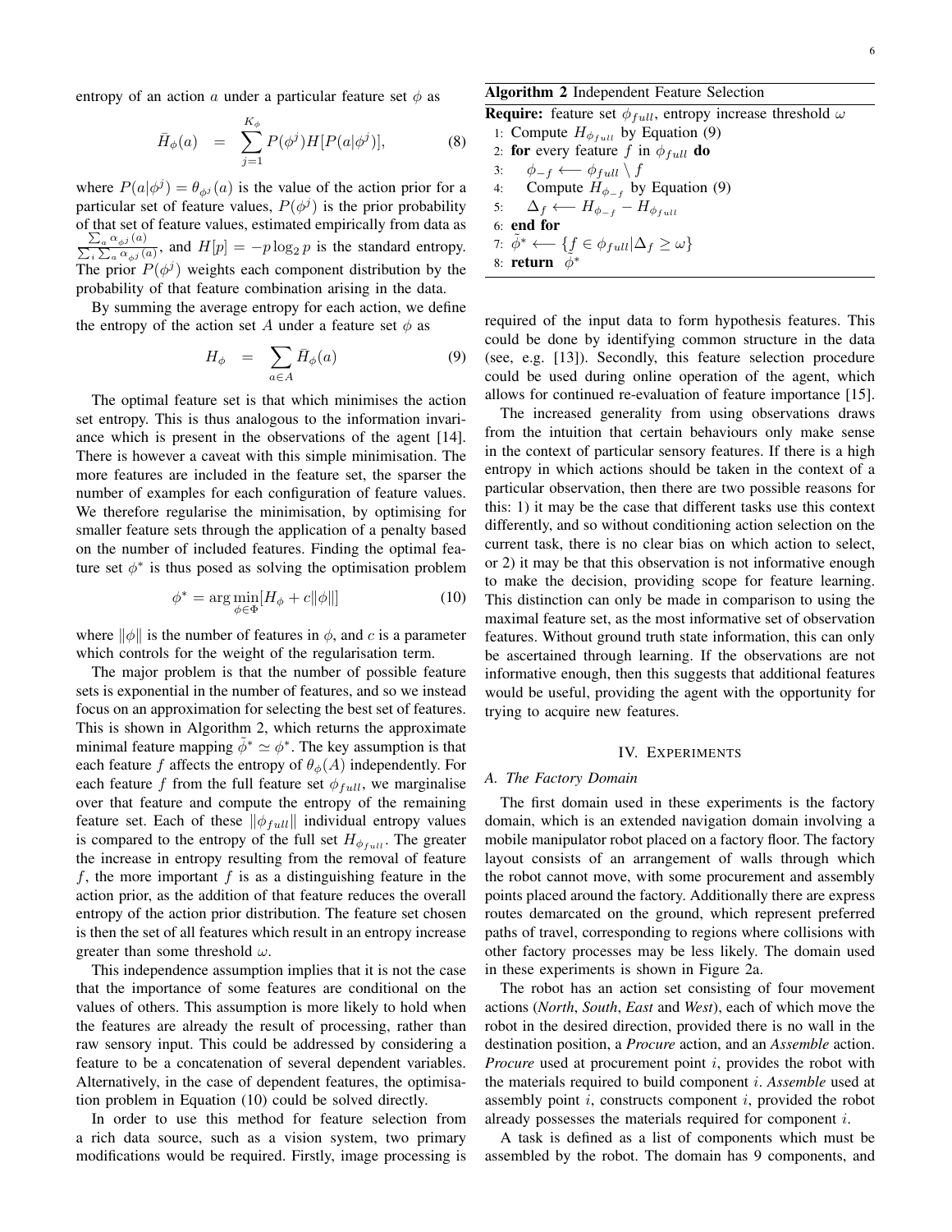entropy of an action $a$ under a particular feature set $\phi$ as

$$\bar{H}_\phi(a) \quad = \quad \sum_{j=1}^{K_\phi} P(\phi^j) H[P(a|\phi^j)], \tag{8}$$

where $P(a|\phi^j) = \theta_{\phi^j}(a)$ is the value of the action prior for a particular set of feature values, $P(\phi^j)$ is the prior probability of that set of feature values, estimated empirically from data as $\frac{\sum_a \alpha_{\phi^j}(a)}{\sum_i \sum_a \alpha_{\phi^i}(a)}$, and $H[p] = -p \log_2 p$ is the standard entropy. The prior $P(\phi^j)$ weights each component distribution by the probability of that feature combination arising in the data.

By summing the average entropy for each action, we define the entropy of the action set $A$ under a feature set $\phi$ as

$$H_\phi \quad = \quad \sum_{a \in A} \bar{H}_\phi(a) \tag{9}$$

The optimal feature set is that which minimises the action set entropy. This is thus analogous to the information invariance which is present in the observations of the agent [14]. There is however a caveat with this simple minimisation. The more features are included in the feature set, the sparser the number of examples for each configuration of feature values. We therefore regularise the minimisation, by optimising for smaller feature sets through the application of a penalty based on the number of included features. Finding the optimal feature set $\phi^*$ is thus posed as solving the optimisation problem

$$\phi^* = \arg\min_{\phi \in \Phi} [H_\phi + c\|\phi\|] \tag{10}$$

where $\|\phi\|$ is the number of features in $\phi$, and $c$ is a parameter which controls for the weight of the regularisation term.

The major problem is that the number of possible feature sets is exponential in the number of features, and so we instead focus on an approximation for selecting the best set of features. This is shown in Algorithm 2, which returns the approximate minimal feature mapping $\tilde{\phi}^* \simeq \phi^*$. The key assumption is that each feature $f$ affects the entropy of $\theta_\phi(A)$ independently. For each feature $f$ from the full feature set $\phi_{full}$, we marginalise over that feature and compute the entropy of the remaining feature set. Each of these $\|\phi_{full}\|$ individual entropy values is compared to the entropy of the full set $H_{\phi_{full}}$. The greater the increase in entropy resulting from the removal of feature $f$, the more important $f$ is as a distinguishing feature in the action prior, as the addition of that feature reduces the overall entropy of the action prior distribution. The feature set chosen is then the set of all features which result in an entropy increase greater than some threshold $\omega$.

This independence assumption implies that it is not the case that the importance of some features are conditional on the values of others. This assumption is more likely to hold when the features are already the result of processing, rather than raw sensory input. This could be addressed by considering a feature to be a concatenation of several dependent variables. Alternatively, in the case of dependent features, the optimisation problem in Equation (10) could be solved directly.

In order to use this method for feature selection from a rich data source, such as a vision system, two primary modifications would be required. Firstly, image processing is required of the input data to form hypothesis features. This could be done by identifying common structure in the data (see, e.g. [13]). Secondly, this feature selection procedure could be used during online operation of the agent, which allows for continued re-evaluation of feature importance [15].

**Algorithm 2** Independent Feature Selection

```
Require: feature set φ_full, entropy increase threshold ω
1: Compute H_{φ_full} by Equation (9)
2: for every feature f in φ_full do
3:     φ_{-f} ⟵ φ_full \ f
4:     Compute H_{φ_{-f}} by Equation (9)
5:     Δ_f ⟵ H_{φ_{-f}} − H_{φ_full}
6: end for
7: φ̃* ⟵ {f ∈ φ_full | Δ_f ≥ ω}
8: return φ̃*
```

The increased generality from using observations draws from the intuition that certain behaviours only make sense in the context of particular sensory features. If there is a high entropy in which actions should be taken in the context of a particular observation, then there are two possible reasons for this: 1) it may be the case that different tasks use this context differently, and so without conditioning action selection on the current task, there is no clear bias on which action to select, or 2) it may be that this observation is not informative enough to make the decision, providing scope for feature learning. This distinction can only be made in comparison to using the maximal feature set, as the most informative set of observation features. Without ground truth state information, this can only be ascertained through learning. If the observations are not informative enough, then this suggests that additional features would be useful, providing the agent with the opportunity for trying to acquire new features.

## IV. Experiments

### A. The Factory Domain

The first domain used in these experiments is the factory domain, which is an extended navigation domain involving a mobile manipulator robot placed on a factory floor. The factory layout consists of an arrangement of walls through which the robot cannot move, with some procurement and assembly points placed around the factory. Additionally there are express routes demarcated on the ground, which represent preferred paths of travel, corresponding to regions where collisions with other factory processes may be less likely. The domain used in these experiments is shown in Figure 2a.

The robot has an action set consisting of four movement actions (*North*, *South*, *East* and *West*), each of which move the robot in the desired direction, provided there is no wall in the destination position, a *Procure* action, and an *Assemble* action. *Procure* used at procurement point $i$, provides the robot with the materials required to build component $i$. *Assemble* used at assembly point $i$, constructs component $i$, provided the robot already possesses the materials required for component $i$.

A task is defined as a list of components which must be assembled by the robot. The domain has 9 components, and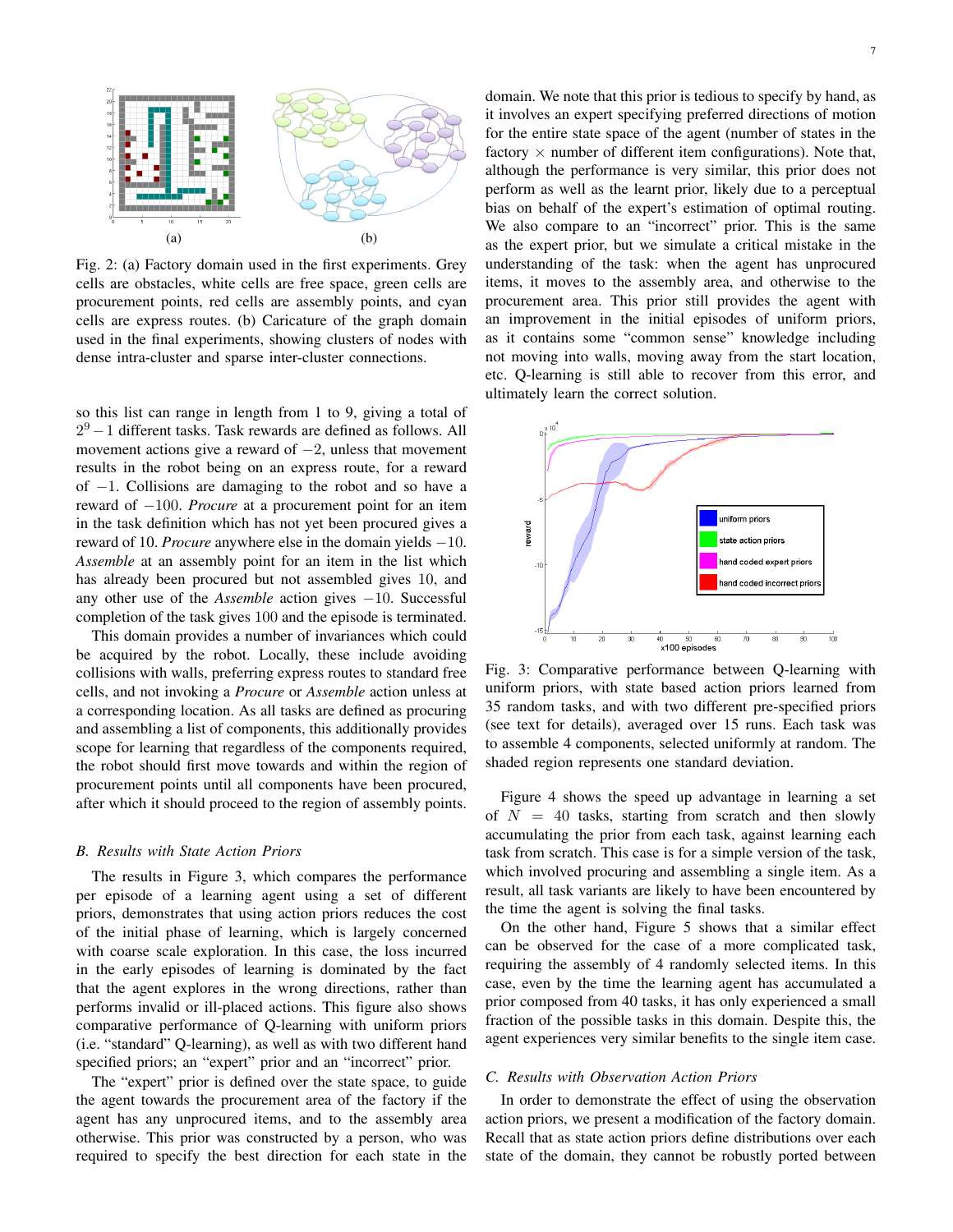(a) (b)

Fig. 2: (a) Factory domain used in the first experiments. Grey cells are obstacles, white cells are free space, green cells are procurement points, red cells are assembly points, and cyan cells are express routes. (b) Caricature of the graph domain used in the final experiments, showing clusters of nodes with dense intra-cluster and sparse inter-cluster connections.

so this list can range in length from 1 to 9, giving a total of $2^9 - 1$ different tasks. Task rewards are defined as follows. All movement actions give a reward of $-2$, unless that movement results in the robot being on an express route, for a reward of $-1$. Collisions are damaging to the robot and so have a reward of $-100$. *Procure* at a procurement point for an item in the task definition which has not yet been procured gives a reward of 10. *Procure* anywhere else in the domain yields $-10$. *Assemble* at an assembly point for an item in the list which has already been procured but not assembled gives 10, and any other use of the *Assemble* action gives $-10$. Successful completion of the task gives 100 and the episode is terminated.

This domain provides a number of invariances which could be acquired by the robot. Locally, these include avoiding collisions with walls, preferring express routes to standard free cells, and not invoking a *Procure* or *Assemble* action unless at a corresponding location. As all tasks are defined as procuring and assembling a list of components, this additionally provides scope for learning that regardless of the components required, the robot should first move towards and within the region of procurement points until all components have been procured, after which it should proceed to the region of assembly points.

### B. Results with State Action Priors

The results in Figure 3, which compares the performance per episode of a learning agent using a set of different priors, demonstrates that using action priors reduces the cost of the initial phase of learning, which is largely concerned with coarse scale exploration. In this case, the loss incurred in the early episodes of learning is dominated by the fact that the agent explores in the wrong directions, rather than performs invalid or ill-placed actions. This figure also shows comparative performance of Q-learning with uniform priors (i.e. "standard" Q-learning), as well as with two different hand specified priors; an "expert" prior and an "incorrect" prior.

The "expert" prior is defined over the state space, to guide the agent towards the procurement area of the factory if the agent has any unprocured items, and to the assembly area otherwise. This prior was constructed by a person, who was required to specify the best direction for each state in the domain. We note that this prior is tedious to specify by hand, as it involves an expert specifying preferred directions of motion for the entire state space of the agent (number of states in the factory $\times$ number of different item configurations). Note that, although the performance is very similar, this prior does not perform as well as the learnt prior, likely due to a perceptual bias on behalf of the expert's estimation of optimal routing. We also compare to an "incorrect" prior. This is the same as the expert prior, but we simulate a critical mistake in the understanding of the task: when the agent has unprocured items, it moves to the assembly area, and otherwise to the procurement area. This prior still provides the agent with an improvement in the initial episodes of uniform priors, as it contains some "common sense" knowledge including not moving into walls, moving away from the start location, etc. Q-learning is still able to recover from this error, and ultimately learn the correct solution.

Fig. 3: Comparative performance between Q-learning with uniform priors, with state based action priors learned from 35 random tasks, and with two different pre-specified priors (see text for details), averaged over 15 runs. Each task was to assemble 4 components, selected uniformly at random. The shaded region represents one standard deviation.

Figure 4 shows the speed up advantage in learning a set of $N = 40$ tasks, starting from scratch and then slowly accumulating the prior from each task, against learning each task from scratch. This case is for a simple version of the task, which involved procuring and assembling a single item. As a result, all task variants are likely to have been encountered by the time the agent is solving the final tasks.

On the other hand, Figure 5 shows that a similar effect can be observed for the case of a more complicated task, requiring the assembly of 4 randomly selected items. In this case, even by the time the learning agent has accumulated a prior composed from 40 tasks, it has only experienced a small fraction of the possible tasks in this domain. Despite this, the agent experiences very similar benefits to the single item case.

### C. Results with Observation Action Priors

In order to demonstrate the effect of using the observation action priors, we present a modification of the factory domain. Recall that as state action priors define distributions over each state of the domain, they cannot be robustly ported between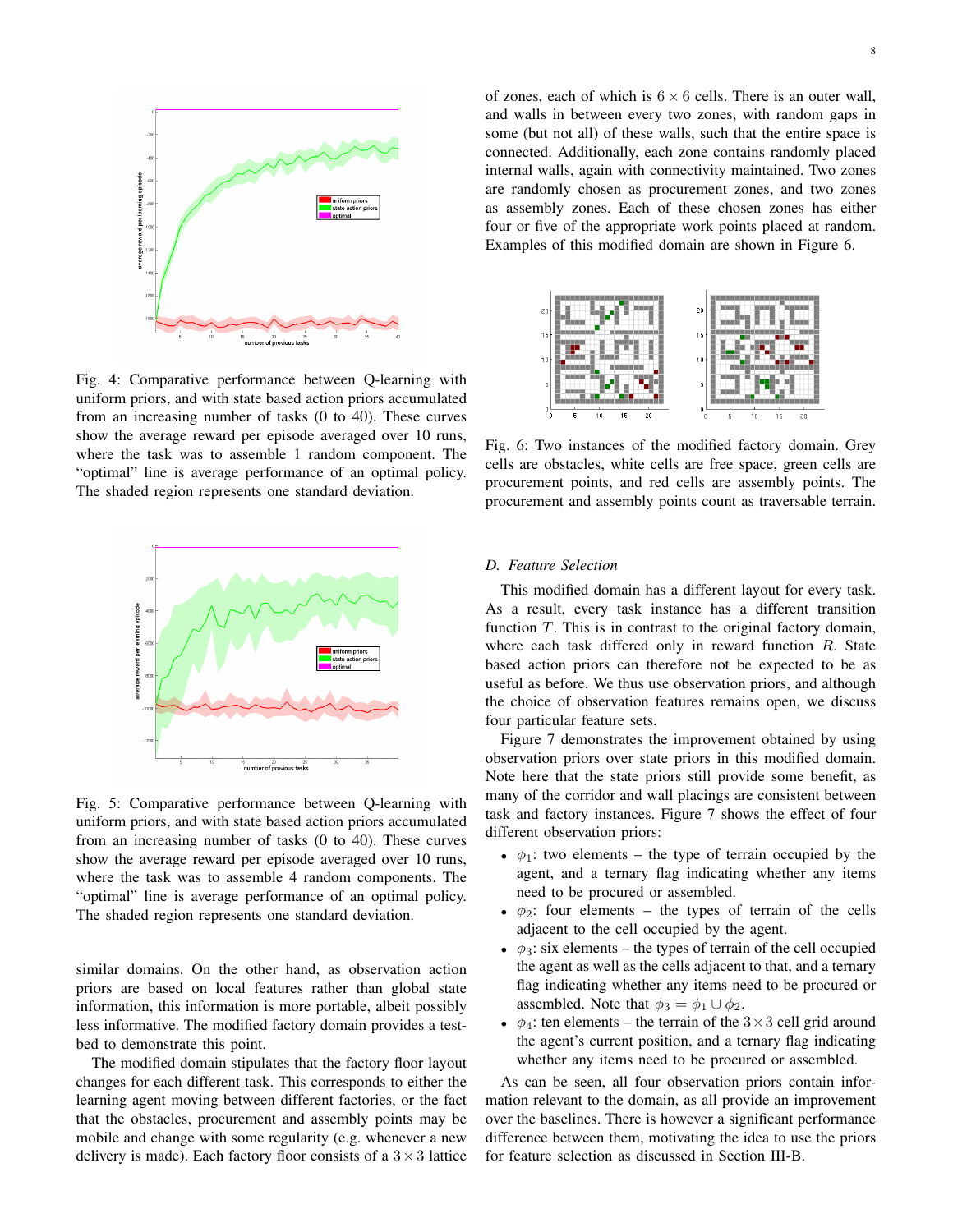Fig. 4: Comparative performance between Q-learning with uniform priors, and with state based action priors accumulated from an increasing number of tasks (0 to 40). These curves show the average reward per episode averaged over 10 runs, where the task was to assemble 1 random component. The "optimal" line is average performance of an optimal policy. The shaded region represents one standard deviation.

Fig. 5: Comparative performance between Q-learning with uniform priors, and with state based action priors accumulated from an increasing number of tasks (0 to 40). These curves show the average reward per episode averaged over 10 runs, where the task was to assemble 4 random components. The "optimal" line is average performance of an optimal policy. The shaded region represents one standard deviation.

similar domains. On the other hand, as observation action priors are based on local features rather than global state information, this information is more portable, albeit possibly less informative. The modified factory domain provides a testbed to demonstrate this point.

The modified domain stipulates that the factory floor layout changes for each different task. This corresponds to either the learning agent moving between different factories, or the fact that the obstacles, procurement and assembly points may be mobile and change with some regularity (e.g. whenever a new delivery is made). Each factory floor consists of a $3 \times 3$ lattice of zones, each of which is $6 \times 6$ cells. There is an outer wall, and walls in between every two zones, with random gaps in some (but not all) of these walls, such that the entire space is connected. Additionally, each zone contains randomly placed internal walls, again with connectivity maintained. Two zones are randomly chosen as procurement zones, and two zones as assembly zones. Each of these chosen zones has either four or five of the appropriate work points placed at random. Examples of this modified domain are shown in Figure 6.

Fig. 6: Two instances of the modified factory domain. Grey cells are obstacles, white cells are free space, green cells are procurement points, and red cells are assembly points. The procurement and assembly points count as traversable terrain.

### D. Feature Selection

This modified domain has a different layout for every task. As a result, every task instance has a different transition function $T$. This is in contrast to the original factory domain, where each task differed only in reward function $R$. State based action priors can therefore not be expected to be as useful as before. We thus use observation priors, and although the choice of observation features remains open, we discuss four particular feature sets.

Figure 7 demonstrates the improvement obtained by using observation priors over state priors in this modified domain. Note here that the state priors still provide some benefit, as many of the corridor and wall placings are consistent between task and factory instances. Figure 7 shows the effect of four different observation priors:

- $\phi_1$: two elements – the type of terrain occupied by the agent, and a ternary flag indicating whether any items need to be procured or assembled.
- $\phi_2$: four elements – the types of terrain of the cells adjacent to the cell occupied by the agent.
- $\phi_3$: six elements – the types of terrain of the cell occupied the agent as well as the cells adjacent to that, and a ternary flag indicating whether any items need to be procured or assembled. Note that $\phi_3 = \phi_1 \cup \phi_2$.
- $\phi_4$: ten elements – the terrain of the $3 \times 3$ cell grid around the agent's current position, and a ternary flag indicating whether any items need to be procured or assembled.

As can be seen, all four observation priors contain information relevant to the domain, as all provide an improvement over the baselines. There is however a significant performance difference between them, motivating the idea to use the priors for feature selection as discussed in Section III-B.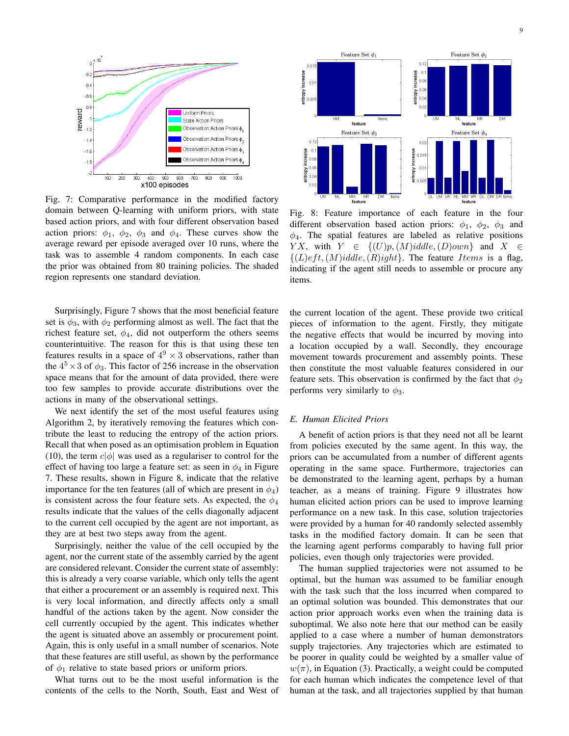Fig. 7: Comparative performance in the modified factory domain between Q-learning with uniform priors, with state based action priors, and with four different observation based action priors: $\phi_1$, $\phi_2$, $\phi_3$ and $\phi_4$. These curves show the average reward per episode averaged over 10 runs, where the task was to assemble 4 random components. In each case the prior was obtained from 80 training policies. The shaded region represents one standard deviation.

Fig. 8: Feature importance of each feature in the four different observation based action priors: $\phi_1$, $\phi_2$, $\phi_3$ and $\phi_4$. The spatial features are labeled as relative positions $YX$, with $Y \in \{(U)p, (M)iddle, (D)own\}$ and $X \in \{(L)eft, (M)iddle, (R)ight\}$. The feature $Items$ is a flag, indicating if the agent still needs to assemble or procure any items.

Surprisingly, Figure 7 shows that the most beneficial feature set is $\phi_3$, with $\phi_2$ performing almost as well. The fact that the richest feature set, $\phi_4$, did not outperform the others seems counterintuitive. The reason for this is that using these ten features results in a space of $4^9 \times 3$ observations, rather than the $4^5 \times 3$ of $\phi_3$. This factor of 256 increase in the observation space means that for the amount of data provided, there were too few samples to provide accurate distributions over the actions in many of the observational settings.

We next identify the set of the most useful features using Algorithm 2, by iteratively removing the features which contribute the least to reducing the entropy of the action priors. Recall that when posed as an optimisation problem in Equation (10), the term $c|\phi|$ was used as a regulariser to control for the effect of having too large a feature set: as seen in $\phi_4$ in Figure 7. These results, shown in Figure 8, indicate that the relative importance for the ten features (all of which are present in $\phi_4$) is consistent across the four feature sets. As expected, the $\phi_4$ results indicate that the values of the cells diagonally adjacent to the current cell occupied by the agent are not important, as they are at best two steps away from the agent.

Surprisingly, neither the value of the cell occupied by the agent, nor the current state of the assembly carried by the agent are considered relevant. Consider the current state of assembly: this is already a very coarse variable, which only tells the agent that either a procurement or an assembly is required next. This is very local information, and directly affects only a small handful of the actions taken by the agent. Now consider the cell currently occupied by the agent. This indicates whether the agent is situated above an assembly or procurement point. Again, this is only useful in a small number of scenarios. Note that these features are still useful, as shown by the performance of $\phi_1$ relative to state based priors or uniform priors.

What turns out to be the most useful information is the contents of the cells to the North, South, East and West of the current location of the agent. These provide two critical pieces of information to the agent. Firstly, they mitigate the negative effects that would be incurred by moving into a location occupied by a wall. Secondly, they encourage movement towards procurement and assembly points. These then constitute the most valuable features considered in our feature sets. This observation is confirmed by the fact that $\phi_2$ performs very similarly to $\phi_3$.

### E. Human Elicited Priors

A benefit of action priors is that they need not all be learnt from policies executed by the same agent. In this way, the priors can be accumulated from a number of different agents operating in the same space. Furthermore, trajectories can be demonstrated to the learning agent, perhaps by a human teacher, as a means of training. Figure 9 illustrates how human elicited action priors can be used to improve learning performance on a new task. In this case, solution trajectories were provided by a human for 40 randomly selected assembly tasks in the modified factory domain. It can be seen that the learning agent performs comparably to having full prior policies, even though only trajectories were provided.

The human supplied trajectories were not assumed to be optimal, but the human was assumed to be familiar enough with the task such that the loss incurred when compared to an optimal solution was bounded. This demonstrates that our action prior approach works even when the training data is suboptimal. We also note here that our method can be easily applied to a case where a number of human demonstrators supply trajectories. Any trajectories which are estimated to be poorer in quality could be weighted by a smaller value of $w(\pi)$, in Equation (3). Practically, a weight could be computed for each human which indicates the competence level of that human at the task, and all trajectories supplied by that human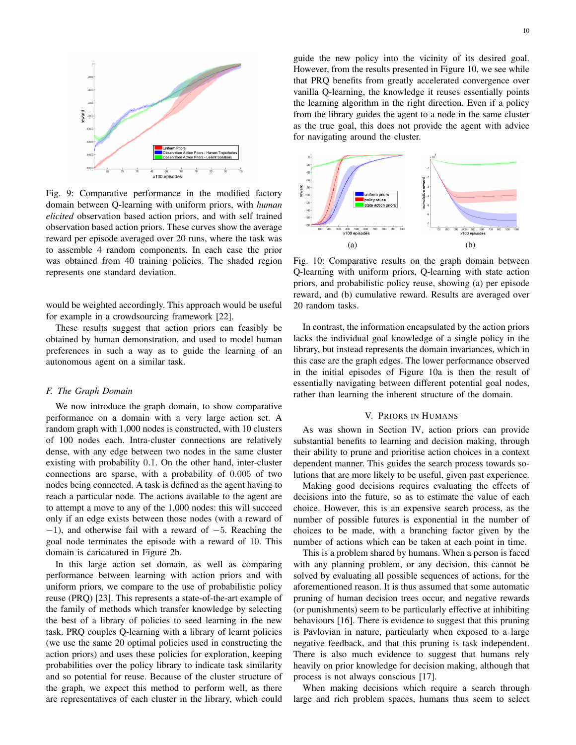Fig. 9: Comparative performance in the modified factory domain between Q-learning with uniform priors, with *human elicited* observation based action priors, and with self trained observation based action priors. These curves show the average reward per episode averaged over 20 runs, where the task was to assemble 4 random components. In each case the prior was obtained from 40 training policies. The shaded region represents one standard deviation.

would be weighted accordingly. This approach would be useful for example in a crowdsourcing framework [22].

These results suggest that action priors can feasibly be obtained by human demonstration, and used to model human preferences in such a way as to guide the learning of an autonomous agent on a similar task.

### F. The Graph Domain

We now introduce the graph domain, to show comparative performance on a domain with a very large action set. A random graph with 1,000 nodes is constructed, with 10 clusters of 100 nodes each. Intra-cluster connections are relatively dense, with any edge between two nodes in the same cluster existing with probability $0.1$. On the other hand, inter-cluster connections are sparse, with a probability of $0.005$ of two nodes being connected. A task is defined as the agent having to reach a particular node. The actions available to the agent are to attempt a move to any of the 1,000 nodes: this will succeed only if an edge exists between those nodes (with a reward of $-1$), and otherwise fail with a reward of $-5$. Reaching the goal node terminates the episode with a reward of $10$. This domain is caricatured in Figure 2b.

In this large action set domain, as well as comparing performance between learning with action priors and with uniform priors, we compare to the use of probabilistic policy reuse (PRQ) [23]. This represents a state-of-the-art example of the family of methods which transfer knowledge by selecting the best of a library of policies to seed learning in the new task. PRQ couples Q-learning with a library of learnt policies (we use the same 20 optimal policies used in constructing the action priors) and uses these policies for exploration, keeping probabilities over the policy library to indicate task similarity and so potential for reuse. Because of the cluster structure of the graph, we expect this method to perform well, as there are representatives of each cluster in the library, which could guide the new policy into the vicinity of its desired goal. However, from the results presented in Figure 10, we see while that PRQ benefits from greatly accelerated convergence over vanilla Q-learning, the knowledge it reuses essentially points the learning algorithm in the right direction. Even if a policy from the library guides the agent to a node in the same cluster as the true goal, this does not provide the agent with advice for navigating around the cluster.

(a) (b)

Fig. 10: Comparative results on the graph domain between Q-learning with uniform priors, Q-learning with state action priors, and probabilistic policy reuse, showing (a) per episode reward, and (b) cumulative reward. Results are averaged over 20 random tasks.

In contrast, the information encapsulated by the action priors lacks the individual goal knowledge of a single policy in the library, but instead represents the domain invariances, which in this case are the graph edges. The lower performance observed in the initial episodes of Figure 10a is then the result of essentially navigating between different potential goal nodes, rather than learning the inherent structure of the domain.

## V. Priors in Humans

As was shown in Section IV, action priors can provide substantial benefits to learning and decision making, through their ability to prune and prioritise action choices in a context dependent manner. This guides the search process towards solutions that are more likely to be useful, given past experience.

Making good decisions requires evaluating the effects of decisions into the future, so as to estimate the value of each choice. However, this is an expensive search process, as the number of possible futures is exponential in the number of choices to be made, with a branching factor given by the number of actions which can be taken at each point in time.

This is a problem shared by humans. When a person is faced with any planning problem, or any decision, this cannot be solved by evaluating all possible sequences of actions, for the aforementioned reason. It is thus assumed that some automatic pruning of human decision trees occur, and negative rewards (or punishments) seem to be particularly effective at inhibiting behaviours [16]. There is evidence to suggest that this pruning is Pavlovian in nature, particularly when exposed to a large negative feedback, and that this pruning is task independent. There is also much evidence to suggest that humans rely heavily on prior knowledge for decision making, although that process is not always conscious [17].

When making decisions which require a search through large and rich problem spaces, humans thus seem to select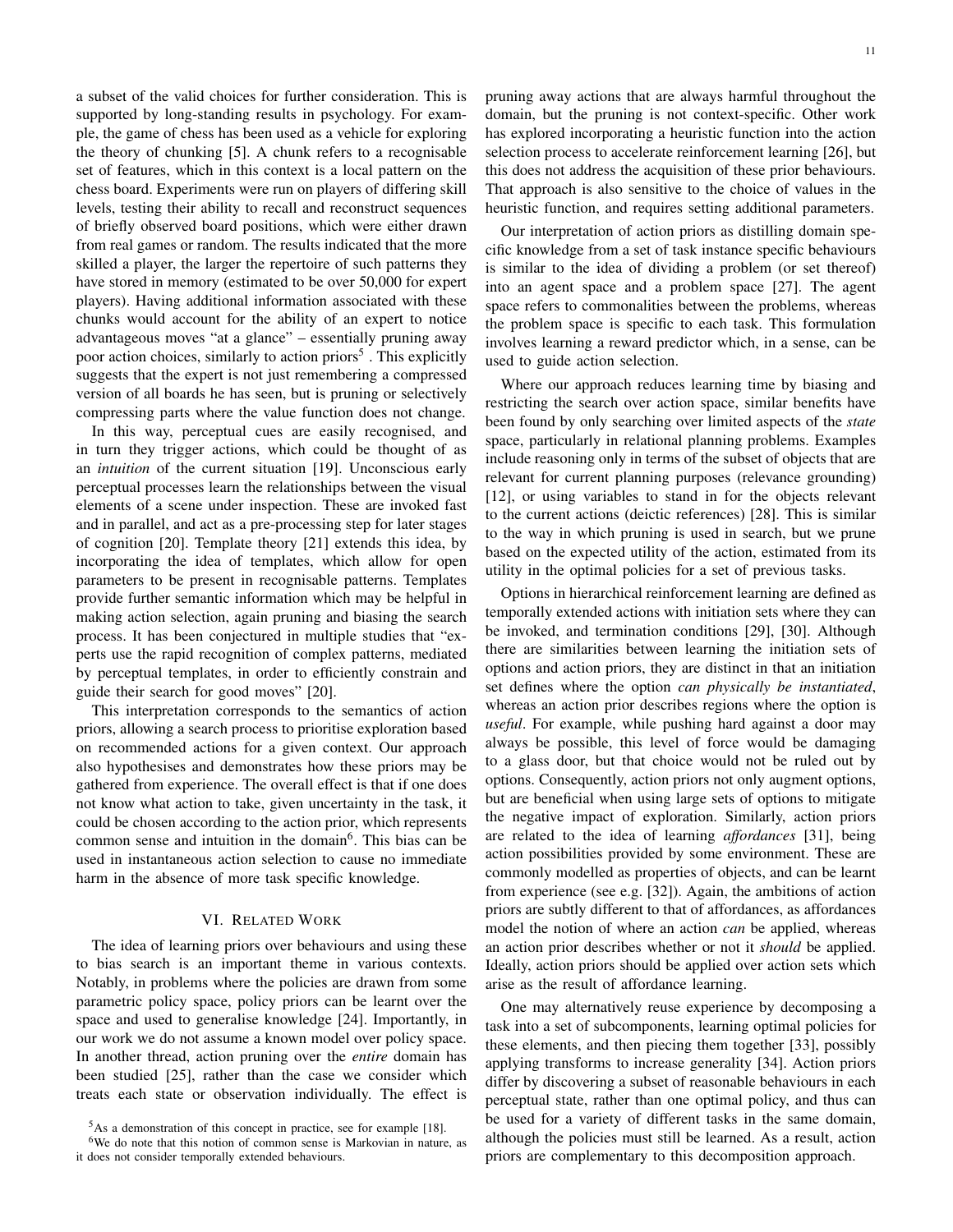a subset of the valid choices for further consideration. This is supported by long-standing results in psychology. For example, the game of chess has been used as a vehicle for exploring the theory of chunking [5]. A chunk refers to a recognisable set of features, which in this context is a local pattern on the chess board. Experiments were run on players of differing skill levels, testing their ability to recall and reconstruct sequences of briefly observed board positions, which were either drawn from real games or random. The results indicated that the more skilled a player, the larger the repertoire of such patterns they have stored in memory (estimated to be over 50,000 for expert players). Having additional information associated with these chunks would account for the ability of an expert to notice advantageous moves "at a glance" – essentially pruning away poor action choices, similarly to action priors[5]. This explicitly suggests that the expert is not just remembering a compressed version of all boards he has seen, but is pruning or selectively compressing parts where the value function does not change.

In this way, perceptual cues are easily recognised, and in turn they trigger actions, which could be thought of as an *intuition* of the current situation [19]. Unconscious early perceptual processes learn the relationships between the visual elements of a scene under inspection. These are invoked fast and in parallel, and act as a pre-processing step for later stages of cognition [20]. Template theory [21] extends this idea, by incorporating the idea of templates, which allow for open parameters to be present in recognisable patterns. Templates provide further semantic information which may be helpful in making action selection, again pruning and biasing the search process. It has been conjectured in multiple studies that "experts use the rapid recognition of complex patterns, mediated by perceptual templates, in order to efficiently constrain and guide their search for good moves" [20].

This interpretation corresponds to the semantics of action priors, allowing a search process to prioritise exploration based on recommended actions for a given context. Our approach also hypothesises and demonstrates how these priors may be gathered from experience. The overall effect is that if one does not know what action to take, given uncertainty in the task, it could be chosen according to the action prior, which represents common sense and intuition in the domain[6]. This bias can be used in instantaneous action selection to cause no immediate harm in the absence of more task specific knowledge.

## VI. Related Work

The idea of learning priors over behaviours and using these to bias search is an important theme in various contexts. Notably, in problems where the policies are drawn from some parametric policy space, policy priors can be learnt over the space and used to generalise knowledge [24]. Importantly, in our work we do not assume a known model over policy space. In another thread, action pruning over the *entire* domain has been studied [25], rather than the case we consider which treats each state or observation individually. The effect is pruning away actions that are always harmful throughout the domain, but the pruning is not context-specific. Other work has explored incorporating a heuristic function into the action selection process to accelerate reinforcement learning [26], but this does not address the acquisition of these prior behaviours. That approach is also sensitive to the choice of values in the heuristic function, and requires setting additional parameters.

Our interpretation of action priors as distilling domain specific knowledge from a set of task instance specific behaviours is similar to the idea of dividing a problem (or set thereof) into an agent space and a problem space [27]. The agent space refers to commonalities between the problems, whereas the problem space is specific to each task. This formulation involves learning a reward predictor which, in a sense, can be used to guide action selection.

Where our approach reduces learning time by biasing and restricting the search over action space, similar benefits have been found by only searching over limited aspects of the *state* space, particularly in relational planning problems. Examples include reasoning only in terms of the subset of objects that are relevant for current planning purposes (relevance grounding) [12], or using variables to stand in for the objects relevant to the current actions (deictic references) [28]. This is similar to the way in which pruning is used in search, but we prune based on the expected utility of the action, estimated from its utility in the optimal policies for a set of previous tasks.

Options in hierarchical reinforcement learning are defined as temporally extended actions with initiation sets where they can be invoked, and termination conditions [29], [30]. Although there are similarities between learning the initiation sets of options and action priors, they are distinct in that an initiation set defines where the option *can physically be instantiated*, whereas an action prior describes regions where the option is *useful*. For example, while pushing hard against a door may always be possible, this level of force would be damaging to a glass door, but that choice would not be ruled out by options. Consequently, action priors not only augment options, but are beneficial when using large sets of options to mitigate the negative impact of exploration. Similarly, action priors are related to the idea of learning *affordances* [31], being action possibilities provided by some environment. These are commonly modelled as properties of objects, and can be learnt from experience (see e.g. [32]). Again, the ambitions of action priors are subtly different to that of affordances, as affordances model the notion of where an action *can* be applied, whereas an action prior describes whether or not it *should* be applied. Ideally, action priors should be applied over action sets which arise as the result of affordance learning.

One may alternatively reuse experience by decomposing a task into a set of subcomponents, learning optimal policies for these elements, and then piecing them together [33], possibly applying transforms to increase generality [34]. Action priors differ by discovering a subset of reasonable behaviours in each perceptual state, rather than one optimal policy, and thus can be used for a variety of different tasks in the same domain, although the policies must still be learned. As a result, action priors are complementary to this decomposition approach.

[5] As a demonstration of this concept in practice, see for example [18].

[6] We do note that this notion of common sense is Markovian in nature, as it does not consider temporally extended behaviours.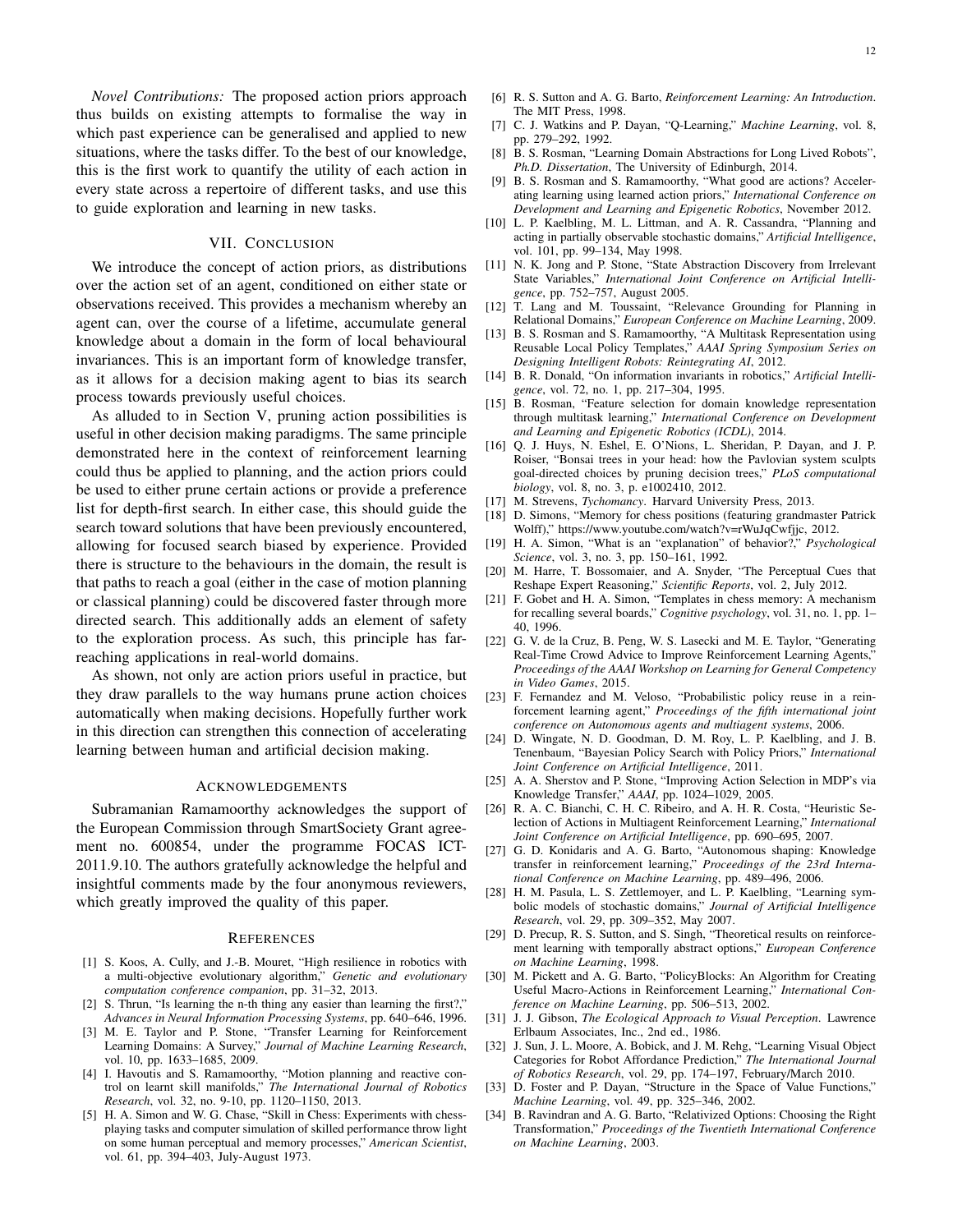*Novel Contributions:* The proposed action priors approach thus builds on existing attempts to formalise the way in which past experience can be generalised and applied to new situations, where the tasks differ. To the best of our knowledge, this is the first work to quantify the utility of each action in every state across a repertoire of different tasks, and use this to guide exploration and learning in new tasks.

## VII. Conclusion

We introduce the concept of action priors, as distributions over the action set of an agent, conditioned on either state or observations received. This provides a mechanism whereby an agent can, over the course of a lifetime, accumulate general knowledge about a domain in the form of local behavioural invariances. This is an important form of knowledge transfer, as it allows for a decision making agent to bias its search process towards previously useful choices.

As alluded to in Section V, pruning action possibilities is useful in other decision making paradigms. The same principle demonstrated here in the context of reinforcement learning could thus be applied to planning, and the action priors could be used to either prune certain actions or provide a preference list for depth-first search. In either case, this should guide the search toward solutions that have been previously encountered, allowing for focused search biased by experience. Provided there is structure to the behaviours in the domain, the result is that paths to reach a goal (either in the case of motion planning or classical planning) could be discovered faster through more directed search. This additionally adds an element of safety to the exploration process. As such, this principle has far-reaching applications in real-world domains.

As shown, not only are action priors useful in practice, but they draw parallels to the way humans prune action choices automatically when making decisions. Hopefully further work in this direction can strengthen this connection of accelerating learning between human and artificial decision making.

## Acknowledgements

Subramanian Ramamoorthy acknowledges the support of the European Commission through SmartSociety Grant agreement no. 600854, under the programme FOCAS ICT-2011.9.10. The authors gratefully acknowledge the helpful and insightful comments made by the four anonymous reviewers, which greatly improved the quality of this paper.

## References

[1] S. Koos, A. Cully, and J.-B. Mouret, "High resilience in robotics with a multi-objective evolutionary algorithm," *Genetic and evolutionary computation conference companion*, pp. 31–32, 2013.

[2] S. Thrun, "Is learning the n-th thing any easier than learning the first?," *Advances in Neural Information Processing Systems*, pp. 640–646, 1996.

[3] M. E. Taylor and P. Stone, "Transfer Learning for Reinforcement Learning Domains: A Survey," *Journal of Machine Learning Research*, vol. 10, pp. 1633–1685, 2009.

[4] I. Havoutis and S. Ramamoorthy, "Motion planning and reactive control on learnt skill manifolds," *The International Journal of Robotics Research*, vol. 32, no. 9-10, pp. 1120–1150, 2013.

[5] H. A. Simon and W. G. Chase, "Skill in Chess: Experiments with chess-playing tasks and computer simulation of skilled performance throw light on some human perceptual and memory processes," *American Scientist*, vol. 61, pp. 394–403, July-August 1973.

[6] R. S. Sutton and A. G. Barto, *Reinforcement Learning: An Introduction*. The MIT Press, 1998.

[7] C. J. Watkins and P. Dayan, "Q-Learning," *Machine Learning*, vol. 8, pp. 279–292, 1992.

[8] B. S. Rosman, "Learning Domain Abstractions for Long Lived Robots", *Ph.D. Dissertation*, The University of Edinburgh, 2014.

[9] B. S. Rosman and S. Ramamoorthy, "What good are actions? Accelerating learning using learned action priors," *International Conference on Development and Learning and Epigenetic Robotics*, November 2012.

[10] L. P. Kaelbling, M. L. Littman, and A. R. Cassandra, "Planning and acting in partially observable stochastic domains," *Artificial Intelligence*, vol. 101, pp. 99–134, May 1998.

[11] N. K. Jong and P. Stone, "State Abstraction Discovery from Irrelevant State Variables," *International Joint Conference on Artificial Intelligence*, pp. 752–757, August 2005.

[12] T. Lang and M. Toussaint, "Relevance Grounding for Planning in Relational Domains," *European Conference on Machine Learning*, 2009.

[13] B. S. Rosman and S. Ramamoorthy, "A Multitask Representation using Reusable Local Policy Templates," *AAAI Spring Symposium Series on Designing Intelligent Robots: Reintegrating AI*, 2012.

[14] B. R. Donald, "On information invariants in robotics," *Artificial Intelligence*, vol. 72, no. 1, pp. 217–304, 1995.

[15] B. Rosman, "Feature selection for domain knowledge representation through multitask learning," *International Conference on Development and Learning and Epigenetic Robotics (ICDL)*, 2014.

[16] Q. J. Huys, N. Eshel, E. O'Nions, L. Sheridan, P. Dayan, and J. P. Roiser, "Bonsai trees in your head: how the Pavlovian system sculpts goal-directed choices by pruning decision trees," *PLoS computational biology*, vol. 8, no. 3, p. e1002410, 2012.

[17] M. Strevens, *Tychomancy*. Harvard University Press, 2013.

[18] D. Simons, "Memory for chess positions (featuring grandmaster Patrick Wolff)," https://www.youtube.com/watch?v=rWuJqCwfjjc, 2012.

[19] H. A. Simon, "What is an "explanation" of behavior?," *Psychological Science*, vol. 3, no. 3, pp. 150–161, 1992.

[20] M. Harre, T. Bossomaier, and A. Snyder, "The Perceptual Cues that Reshape Expert Reasoning," *Scientific Reports*, vol. 2, July 2012.

[21] F. Gobet and H. A. Simon, "Templates in chess memory: A mechanism for recalling several boards," *Cognitive psychology*, vol. 31, no. 1, pp. 1–40, 1996.

[22] G. V. de la Cruz, B. Peng, W. S. Lasecki and M. E. Taylor, "Generating Real-Time Crowd Advice to Improve Reinforcement Learning Agents," *Proceedings of the AAAI Workshop on Learning for General Competency in Video Games*, 2015.

[23] F. Fernandez and M. Veloso, "Probabilistic policy reuse in a reinforcement learning agent," *Proceedings of the fifth international joint conference on Autonomous agents and multiagent systems*, 2006.

[24] D. Wingate, N. D. Goodman, D. M. Roy, L. P. Kaelbling, and J. B. Tenenbaum, "Bayesian Policy Search with Policy Priors," *International Joint Conference on Artificial Intelligence*, 2011.

[25] A. A. Sherstov and P. Stone, "Improving Action Selection in MDP's via Knowledge Transfer," *AAAI*, pp. 1024–1029, 2005.

[26] R. A. C. Bianchi, C. H. C. Ribeiro, and A. H. R. Costa, "Heuristic Selection of Actions in Multiagent Reinforcement Learning," *International Joint Conference on Artificial Intelligence*, pp. 690–695, 2007.

[27] G. D. Konidaris and A. G. Barto, "Autonomous shaping: Knowledge transfer in reinforcement learning," *Proceedings of the 23rd International Conference on Machine Learning*, pp. 489–496, 2006.

[28] H. M. Pasula, L. S. Zettlemoyer, and L. P. Kaelbling, "Learning symbolic models of stochastic domains," *Journal of Artificial Intelligence Research*, vol. 29, pp. 309–352, May 2007.

[29] D. Precup, R. S. Sutton, and S. Singh, "Theoretical results on reinforcement learning with temporally abstract options," *European Conference on Machine Learning*, 1998.

[30] M. Pickett and A. G. Barto, "PolicyBlocks: An Algorithm for Creating Useful Macro-Actions in Reinforcement Learning," *International Conference on Machine Learning*, pp. 506–513, 2002.

[31] J. J. Gibson, *The Ecological Approach to Visual Perception*. Lawrence Erlbaum Associates, Inc., 2nd ed., 1986.

[32] J. Sun, J. L. Moore, A. Bobick, and J. M. Rehg, "Learning Visual Object Categories for Robot Affordance Prediction," *The International Journal of Robotics Research*, vol. 29, pp. 174–197, February/March 2010.

[33] D. Foster and P. Dayan, "Structure in the Space of Value Functions," *Machine Learning*, vol. 49, pp. 325–346, 2002.

[34] B. Ravindran and A. G. Barto, "Relativized Options: Choosing the Right Transformation," *Proceedings of the Twentieth International Conference on Machine Learning*, 2003.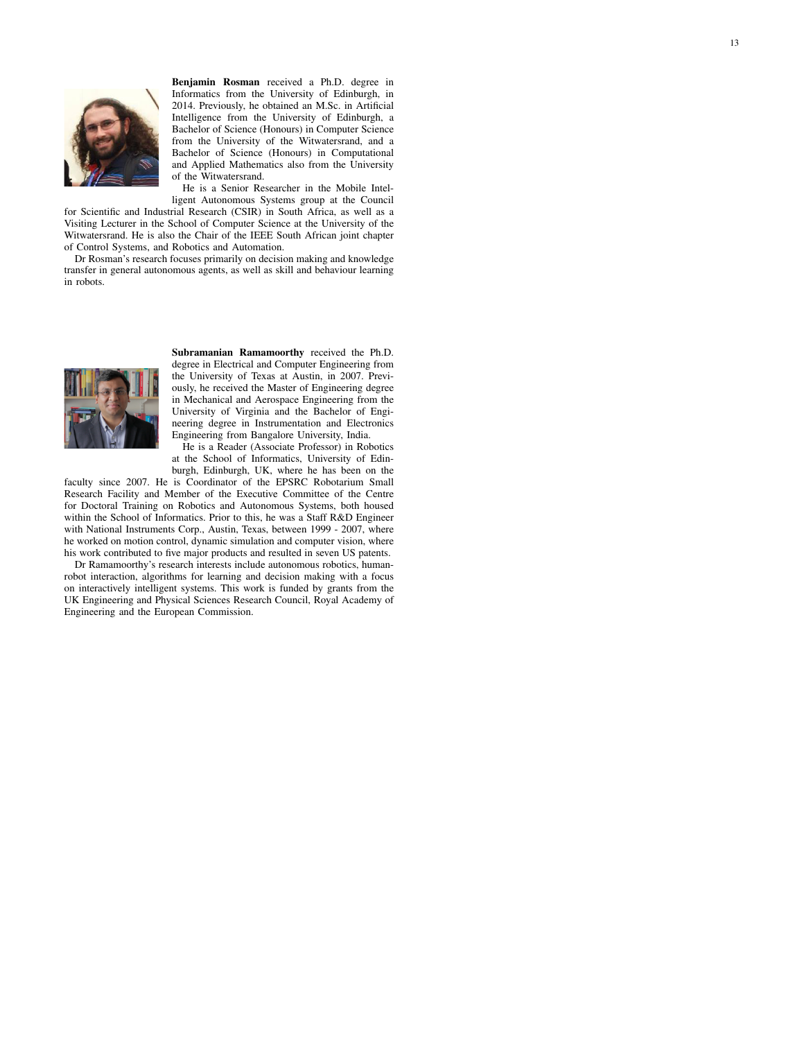**Benjamin Rosman** received a Ph.D. degree in Informatics from the University of Edinburgh, in 2014. Previously, he obtained an M.Sc. in Artificial Intelligence from the University of Edinburgh, a Bachelor of Science (Honours) in Computer Science from the University of the Witwatersrand, and a Bachelor of Science (Honours) in Computational and Applied Mathematics also from the University of the Witwatersrand.

He is a Senior Researcher in the Mobile Intelligent Autonomous Systems group at the Council for Scientific and Industrial Research (CSIR) in South Africa, as well as a Visiting Lecturer in the School of Computer Science at the University of the Witwatersrand. He is also the Chair of the IEEE South African joint chapter of Control Systems, and Robotics and Automation.

Dr Rosman's research focuses primarily on decision making and knowledge transfer in general autonomous agents, as well as skill and behaviour learning in robots.

**Subramanian Ramamoorthy** received the Ph.D. degree in Electrical and Computer Engineering from the University of Texas at Austin, in 2007. Previously, he received the Master of Engineering degree in Mechanical and Aerospace Engineering from the University of Virginia and the Bachelor of Engineering degree in Instrumentation and Electronics Engineering from Bangalore University, India.

He is a Reader (Associate Professor) in Robotics at the School of Informatics, University of Edinburgh, Edinburgh, UK, where he has been on the faculty since 2007. He is Coordinator of the EPSRC Robotarium Small Research Facility and Member of the Executive Committee of the Centre for Doctoral Training on Robotics and Autonomous Systems, both housed within the School of Informatics. Prior to this, he was a Staff R&D Engineer with National Instruments Corp., Austin, Texas, between 1999 - 2007, where he worked on motion control, dynamic simulation and computer vision, where his work contributed to five major products and resulted in seven US patents.

Dr Ramamoorthy's research interests include autonomous robotics, human-robot interaction, algorithms for learning and decision making with a focus on interactively intelligent systems. This work is funded by grants from the UK Engineering and Physical Sciences Research Council, Royal Academy of Engineering and the European Commission.